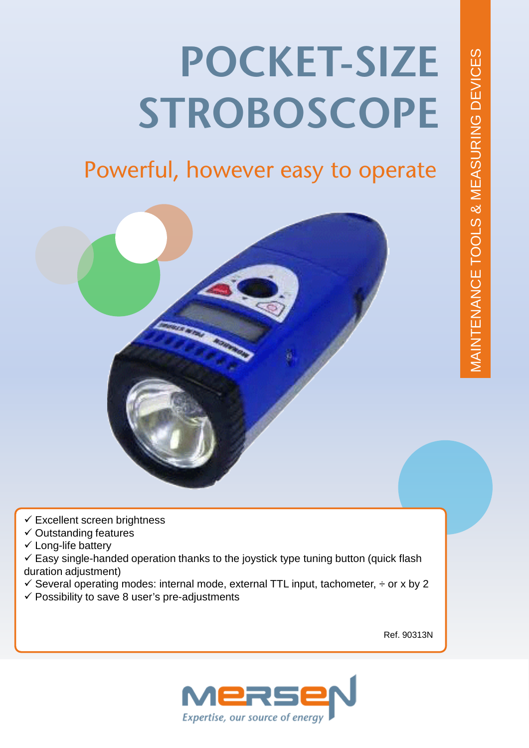# POCKET-SIZE STROBOSCOPE

## Powerful, however easy to operate

MAINTENANCE TOOLS & MEASURING DEVICES

- ✓ Excellent screen brightness
- ✓ Outstanding features
- ✓ Long-life battery
- ✓ Easy single-handed operation thanks to the joystick type tuning button (quick flash duration adjustment)
- ✓ Several operating modes: internal mode, external TTL input, tachometer, ÷ or x by 2
- ✓ Possibility to save 8 user's pre-adjustments

Ref. 90313N

MERSEN

*Expertise, our source of energy*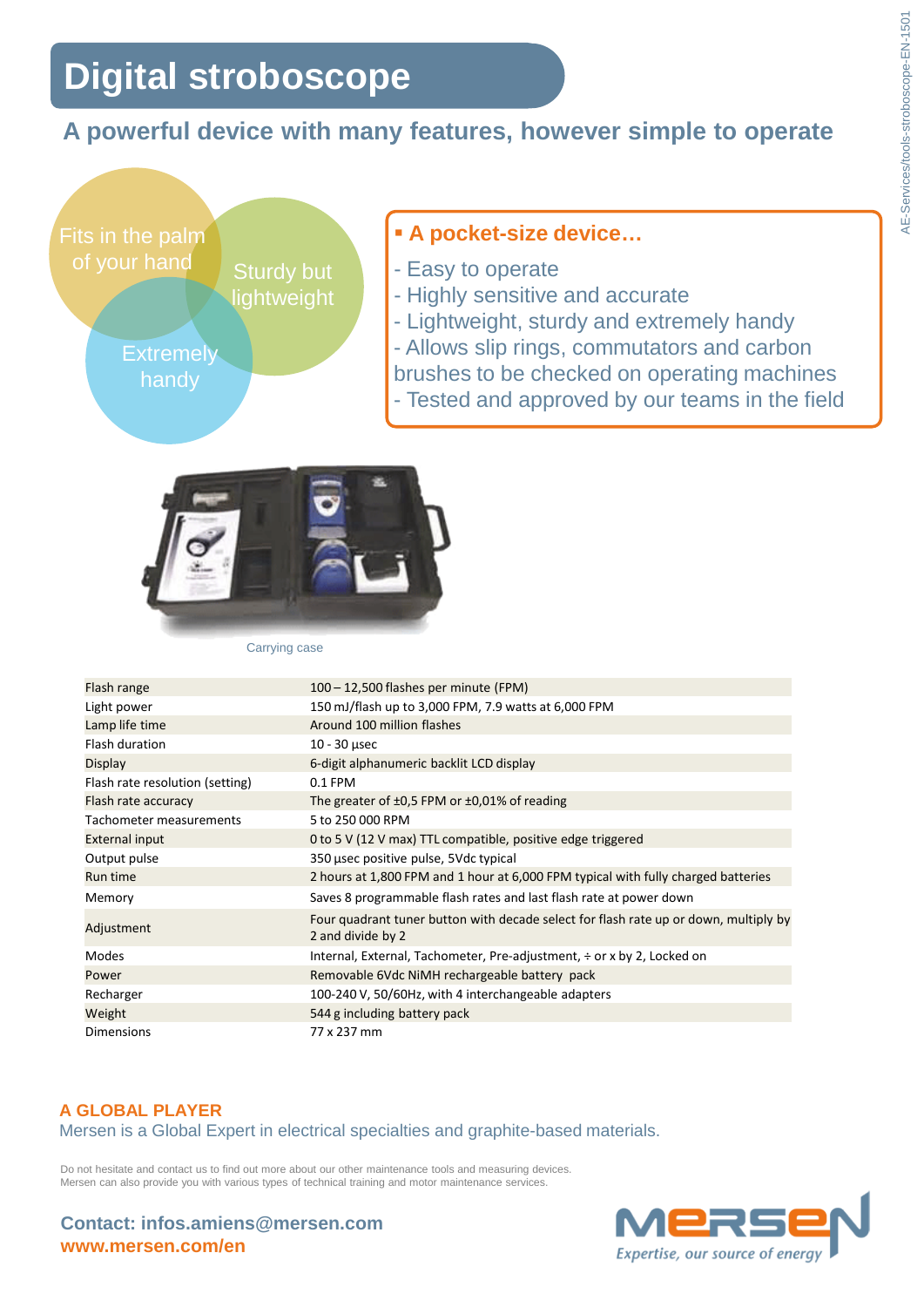# Digital stroboscope

## A powerful device with many features, however simple to operate

Fits in the palm of your hand

Sturdy but lightweight

Extremely handy

▪ **A pocket-size device…**

- Easy to operate
- Highly sensitive and accurate
- Lightweight, sturdy and extremely handy
- Allows slip rings, commutators and carbon brushes to be checked on operating machines
- Tested and approved by our teams in the field

Carrying case

| | |
|---|---|
| Flash range | 100 – 12,500 flashes per minute (FPM) |
| Light power | 150 mJ/flash up to 3,000 FPM, 7.9 watts at 6,000 FPM |
| Lamp life time | Around 100 million flashes |
| Flash duration | 10 - 30 µsec |
| Display | 6-digit alphanumeric backlit LCD display |
| Flash rate resolution (setting) | 0.1 FPM |
| Flash rate accuracy | The greater of ±0,5 FPM or ±0,01% of reading |
| Tachometer measurements | 5 to 250 000 RPM |
| External input | 0 to 5 V (12 V max) TTL compatible, positive edge triggered |
| Output pulse | 350 µsec positive pulse, 5Vdc typical |
| Run time | 2 hours at 1,800 FPM and 1 hour at 6,000 FPM typical with fully charged batteries |
| Memory | Saves 8 programmable flash rates and last flash rate at power down |
| Adjustment | Four quadrant tuner button with decade select for flash rate up or down, multiply by 2 and divide by 2 |
| Modes | Internal, External, Tachometer, Pre-adjustment, ÷ or x by 2, Locked on |
| Power | Removable 6Vdc NiMH rechargeable battery pack |
| Recharger | 100-240 V, 50/60Hz, with 4 interchangeable adapters |
| Weight | 544 g including battery pack |
| Dimensions | 77 x 237 mm |

**A GLOBAL PLAYER**

Mersen is a Global Expert in electrical specialties and graphite-based materials.

Do not hesitate and contact us to find out more about our other maintenance tools and measuring devices.
Mersen can also provide you with various types of technical training and motor maintenance services.

**Contact: infos.amiens@mersen.com**
**www.mersen.com/en**

MERSEN
*Expertise, our source of energy*